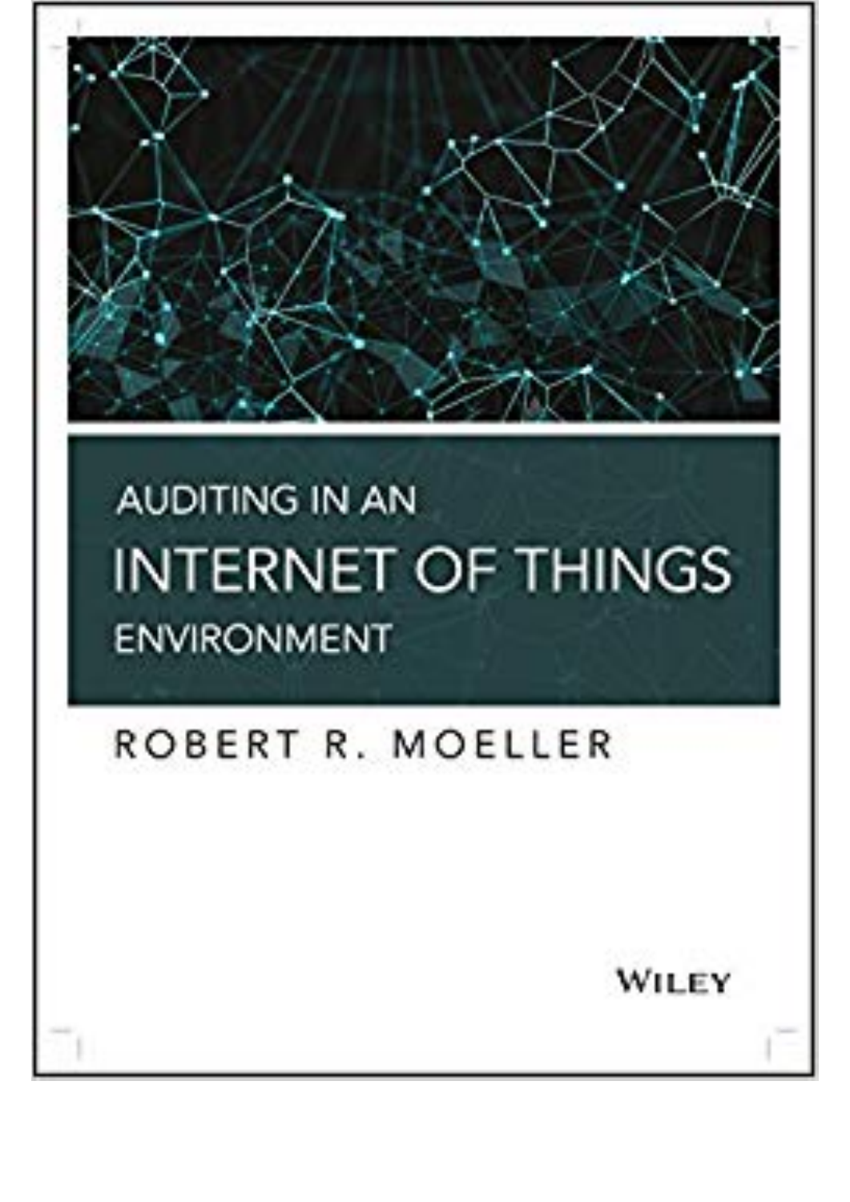# AUDITING IN AN INTERNET OF THINGS ENVIRONMENT

ROBERT R. MOELLER

WILEY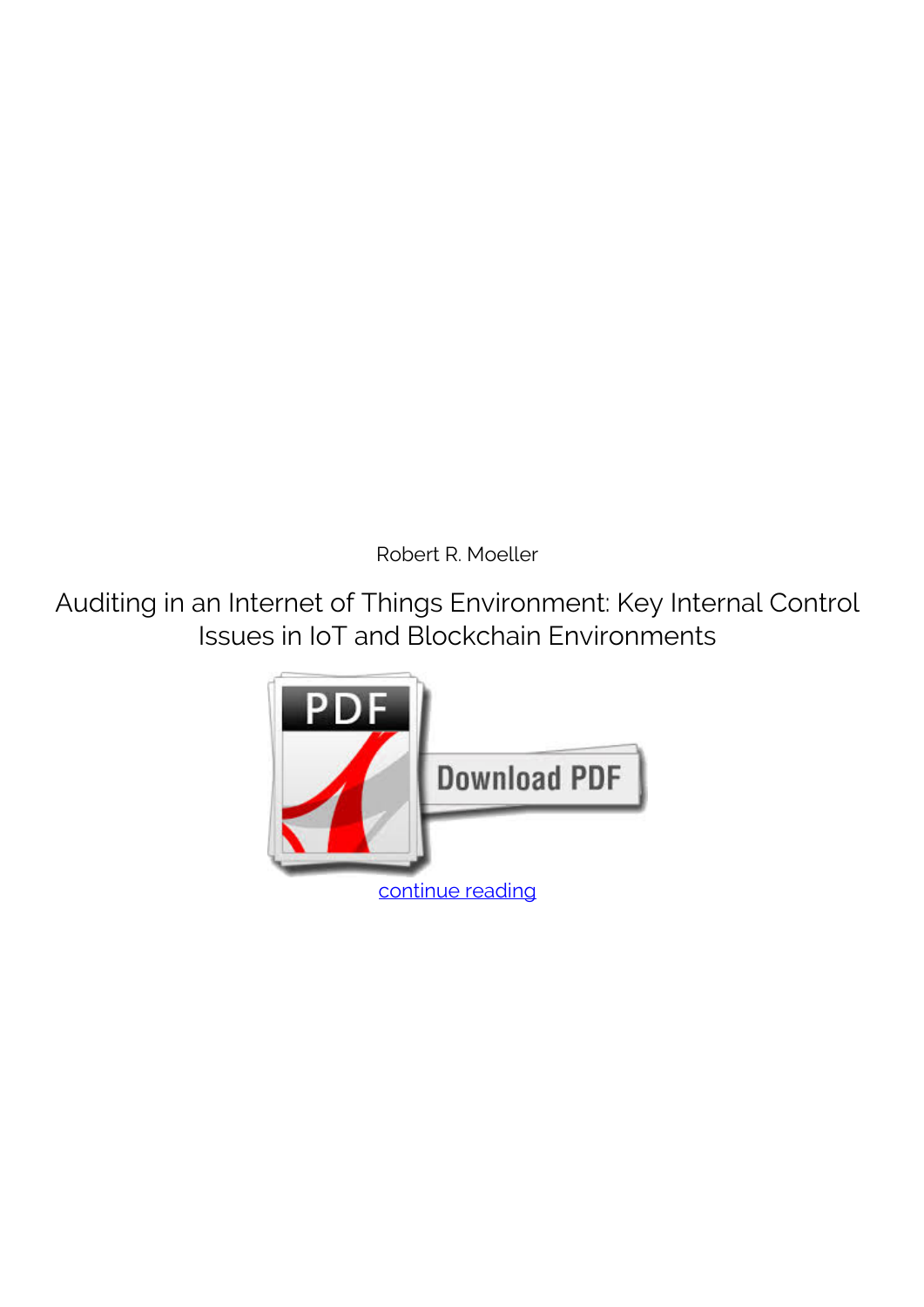Robert R. Moeller

Auditing in an Internet of Things Environment: Key Internal Control Issues in IoT and Blockchain Environments

continue reading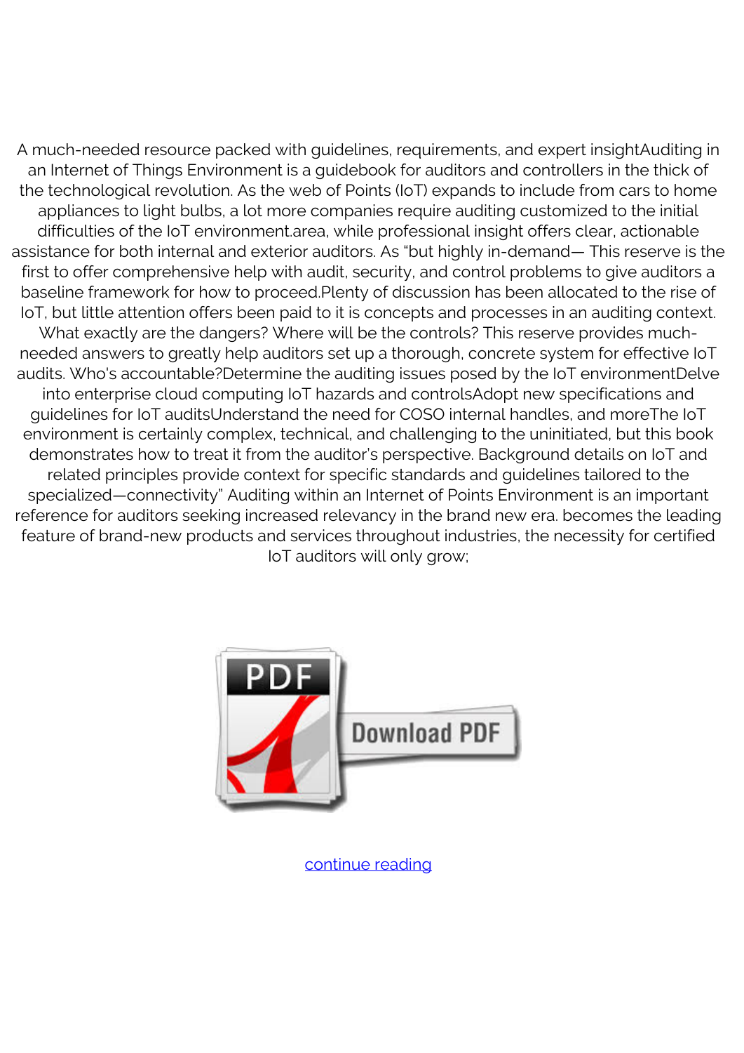A much-needed resource packed with guidelines, requirements, and expert insightAuditing in an Internet of Things Environment is a guidebook for auditors and controllers in the thick of the technological revolution. As the web of Points (IoT) expands to include from cars to home appliances to light bulbs, a lot more companies require auditing customized to the initial difficulties of the IoT environment.area, while professional insight offers clear, actionable assistance for both internal and exterior auditors. As "but highly in-demand— This reserve is the first to offer comprehensive help with audit, security, and control problems to give auditors a baseline framework for how to proceed.Plenty of discussion has been allocated to the rise of IoT, but little attention offers been paid to it is concepts and processes in an auditing context. What exactly are the dangers? Where will be the controls? This reserve provides much-needed answers to greatly help auditors set up a thorough, concrete system for effective IoT audits. Who's accountable?Determine the auditing issues posed by the IoT environmentDelve into enterprise cloud computing IoT hazards and controlsAdopt new specifications and guidelines for IoT auditsUnderstand the need for COSO internal handles, and moreThe IoT environment is certainly complex, technical, and challenging to the uninitiated, but this book demonstrates how to treat it from the auditor's perspective. Background details on IoT and related principles provide context for specific standards and guidelines tailored to the specialized—connectivity" Auditing within an Internet of Points Environment is an important reference for auditors seeking increased relevancy in the brand new era. becomes the leading feature of brand-new products and services throughout industries, the necessity for certified IoT auditors will only grow;

[continue reading]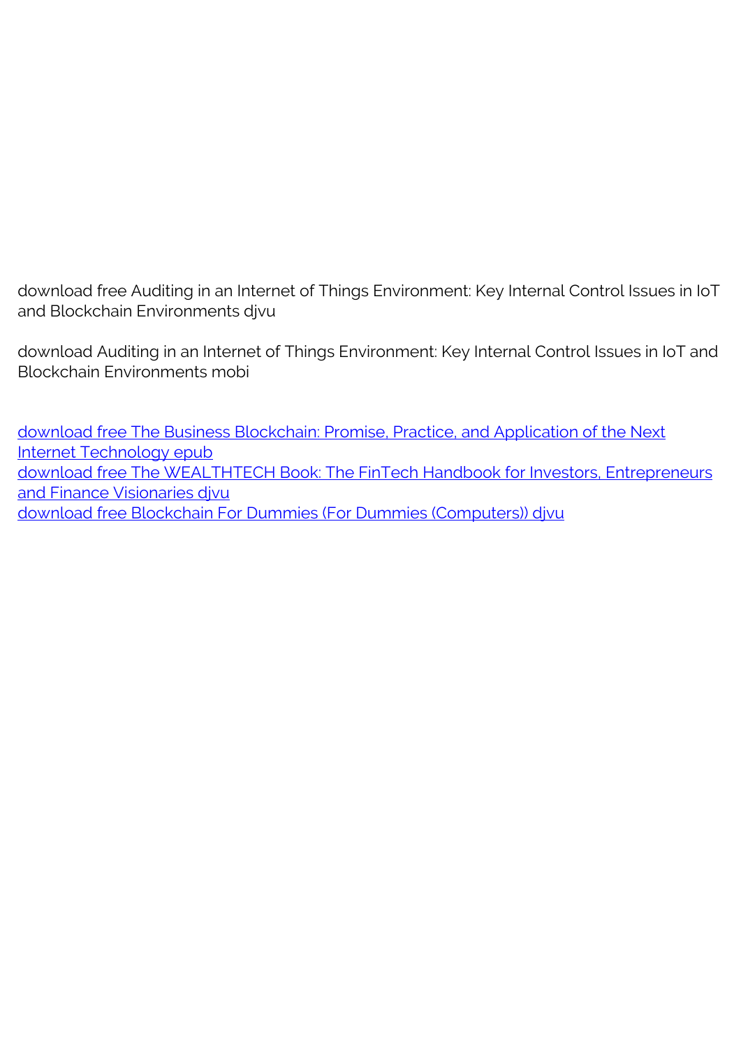download free Auditing in an Internet of Things Environment: Key Internal Control Issues in IoT and Blockchain Environments djvu

download Auditing in an Internet of Things Environment: Key Internal Control Issues in IoT and Blockchain Environments mobi

download free The Business Blockchain: Promise, Practice, and Application of the Next Internet Technology epub
download free The WEALTHTECH Book: The FinTech Handbook for Investors, Entrepreneurs and Finance Visionaries djvu
download free Blockchain For Dummies (For Dummies (Computers)) djvu